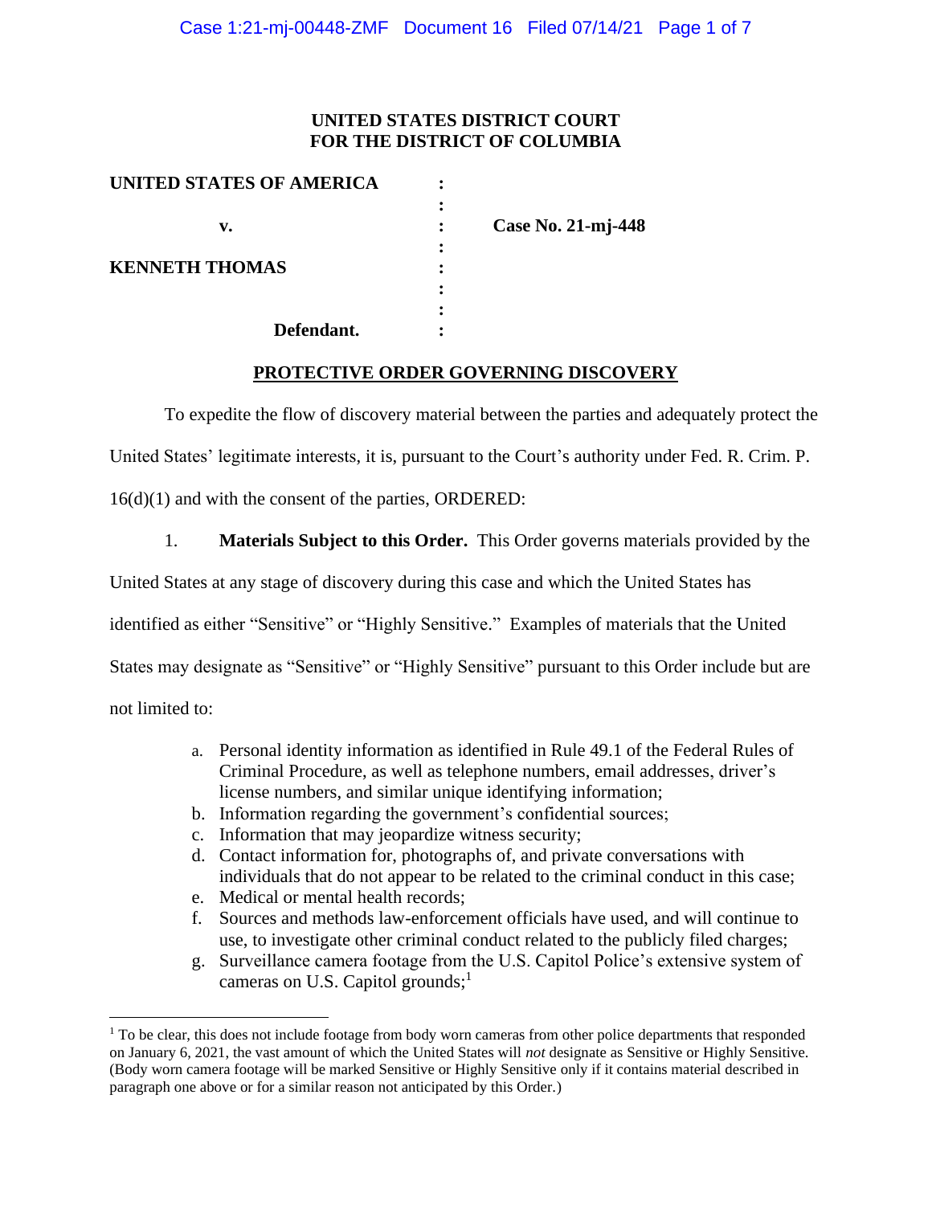**UNITED STATES DISTRICT COURT**
**FOR THE DISTRICT OF COLUMBIA**

| | | |
|---|---|---|
| **UNITED STATES OF AMERICA** | : | |
| | : | |
| **v.** | : | **Case No. 21-mj-448** |
| | : | |
| **KENNETH THOMAS** | : | |
| | : | |
| | : | |
| **Defendant.** | : | |

## PROTECTIVE ORDER GOVERNING DISCOVERY

To expedite the flow of discovery material between the parties and adequately protect the United States' legitimate interests, it is, pursuant to the Court's authority under Fed. R. Crim. P. 16(d)(1) and with the consent of the parties, ORDERED:

1. **Materials Subject to this Order.** This Order governs materials provided by the United States at any stage of discovery during this case and which the United States has identified as either "Sensitive" or "Highly Sensitive." Examples of materials that the United States may designate as "Sensitive" or "Highly Sensitive" pursuant to this Order include but are not limited to:

   a. Personal identity information as identified in Rule 49.1 of the Federal Rules of Criminal Procedure, as well as telephone numbers, email addresses, driver's license numbers, and similar unique identifying information;
   b. Information regarding the government's confidential sources;
   c. Information that may jeopardize witness security;
   d. Contact information for, photographs of, and private conversations with individuals that do not appear to be related to the criminal conduct in this case;
   e. Medical or mental health records;
   f. Sources and methods law-enforcement officials have used, and will continue to use, to investigate other criminal conduct related to the publicly filed charges;
   g. Surveillance camera footage from the U.S. Capitol Police's extensive system of cameras on U.S. Capitol grounds;[1]

[1] To be clear, this does not include footage from body worn cameras from other police departments that responded on January 6, 2021, the vast amount of which the United States will *not* designate as Sensitive or Highly Sensitive. (Body worn camera footage will be marked Sensitive or Highly Sensitive only if it contains material described in paragraph one above or for a similar reason not anticipated by this Order.)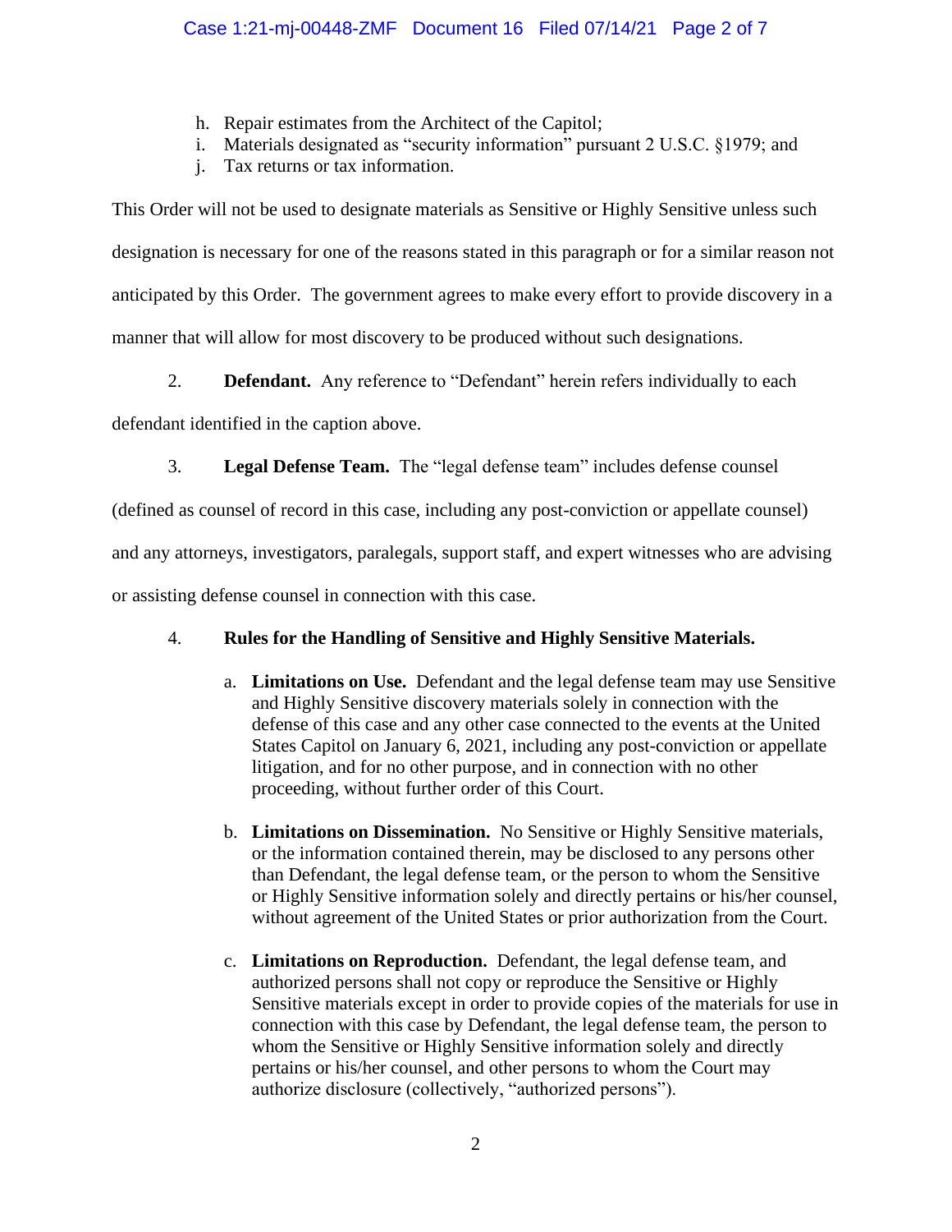h. Repair estimates from the Architect of the Capitol;
i. Materials designated as "security information" pursuant 2 U.S.C. §1979; and
j. Tax returns or tax information.

This Order will not be used to designate materials as Sensitive or Highly Sensitive unless such designation is necessary for one of the reasons stated in this paragraph or for a similar reason not anticipated by this Order. The government agrees to make every effort to provide discovery in a manner that will allow for most discovery to be produced without such designations.

2. **Defendant.** Any reference to "Defendant" herein refers individually to each defendant identified in the caption above.

3. **Legal Defense Team.** The "legal defense team" includes defense counsel (defined as counsel of record in this case, including any post-conviction or appellate counsel) and any attorneys, investigators, paralegals, support staff, and expert witnesses who are advising or assisting defense counsel in connection with this case.

4. **Rules for the Handling of Sensitive and Highly Sensitive Materials.**

   a. **Limitations on Use.** Defendant and the legal defense team may use Sensitive and Highly Sensitive discovery materials solely in connection with the defense of this case and any other case connected to the events at the United States Capitol on January 6, 2021, including any post-conviction or appellate litigation, and for no other purpose, and in connection with no other proceeding, without further order of this Court.

   b. **Limitations on Dissemination.** No Sensitive or Highly Sensitive materials, or the information contained therein, may be disclosed to any persons other than Defendant, the legal defense team, or the person to whom the Sensitive or Highly Sensitive information solely and directly pertains or his/her counsel, without agreement of the United States or prior authorization from the Court.

   c. **Limitations on Reproduction.** Defendant, the legal defense team, and authorized persons shall not copy or reproduce the Sensitive or Highly Sensitive materials except in order to provide copies of the materials for use in connection with this case by Defendant, the legal defense team, the person to whom the Sensitive or Highly Sensitive information solely and directly pertains or his/her counsel, and other persons to whom the Court may authorize disclosure (collectively, "authorized persons").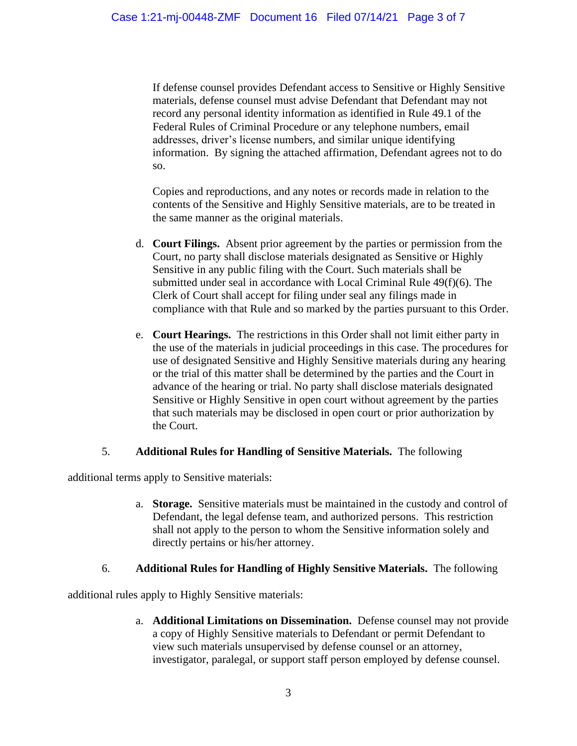If defense counsel provides Defendant access to Sensitive or Highly Sensitive materials, defense counsel must advise Defendant that Defendant may not record any personal identity information as identified in Rule 49.1 of the Federal Rules of Criminal Procedure or any telephone numbers, email addresses, driver's license numbers, and similar unique identifying information. By signing the attached affirmation, Defendant agrees not to do so.

Copies and reproductions, and any notes or records made in relation to the contents of the Sensitive and Highly Sensitive materials, are to be treated in the same manner as the original materials.

d. **Court Filings.** Absent prior agreement by the parties or permission from the Court, no party shall disclose materials designated as Sensitive or Highly Sensitive in any public filing with the Court. Such materials shall be submitted under seal in accordance with Local Criminal Rule 49(f)(6). The Clerk of Court shall accept for filing under seal any filings made in compliance with that Rule and so marked by the parties pursuant to this Order.

e. **Court Hearings.** The restrictions in this Order shall not limit either party in the use of the materials in judicial proceedings in this case. The procedures for use of designated Sensitive and Highly Sensitive materials during any hearing or the trial of this matter shall be determined by the parties and the Court in advance of the hearing or trial. No party shall disclose materials designated Sensitive or Highly Sensitive in open court without agreement by the parties that such materials may be disclosed in open court or prior authorization by the Court.

5. **Additional Rules for Handling of Sensitive Materials.** The following additional terms apply to Sensitive materials:

a. **Storage.** Sensitive materials must be maintained in the custody and control of Defendant, the legal defense team, and authorized persons. This restriction shall not apply to the person to whom the Sensitive information solely and directly pertains or his/her attorney.

6. **Additional Rules for Handling of Highly Sensitive Materials.** The following additional rules apply to Highly Sensitive materials:

a. **Additional Limitations on Dissemination.** Defense counsel may not provide a copy of Highly Sensitive materials to Defendant or permit Defendant to view such materials unsupervised by defense counsel or an attorney, investigator, paralegal, or support staff person employed by defense counsel.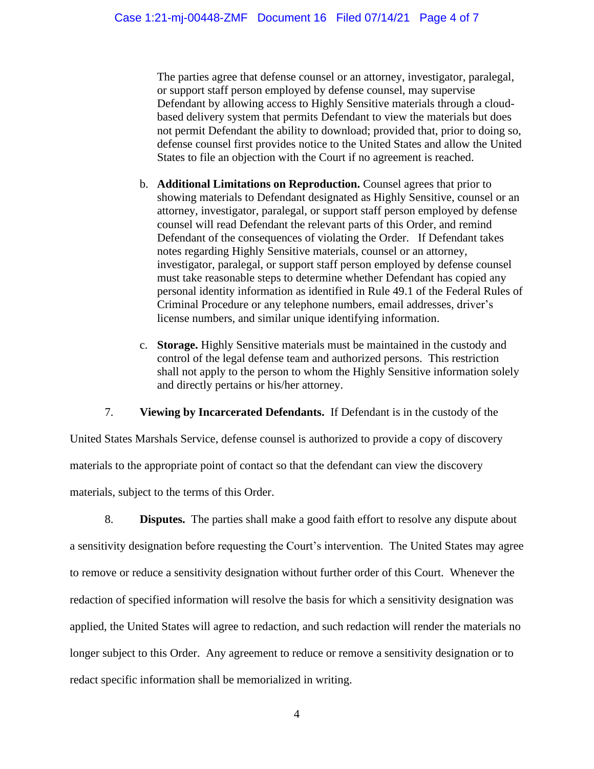The parties agree that defense counsel or an attorney, investigator, paralegal, or support staff person employed by defense counsel, may supervise Defendant by allowing access to Highly Sensitive materials through a cloud-based delivery system that permits Defendant to view the materials but does not permit Defendant the ability to download; provided that, prior to doing so, defense counsel first provides notice to the United States and allow the United States to file an objection with the Court if no agreement is reached.

b. **Additional Limitations on Reproduction.** Counsel agrees that prior to showing materials to Defendant designated as Highly Sensitive, counsel or an attorney, investigator, paralegal, or support staff person employed by defense counsel will read Defendant the relevant parts of this Order, and remind Defendant of the consequences of violating the Order. If Defendant takes notes regarding Highly Sensitive materials, counsel or an attorney, investigator, paralegal, or support staff person employed by defense counsel must take reasonable steps to determine whether Defendant has copied any personal identity information as identified in Rule 49.1 of the Federal Rules of Criminal Procedure or any telephone numbers, email addresses, driver's license numbers, and similar unique identifying information.

c. **Storage.** Highly Sensitive materials must be maintained in the custody and control of the legal defense team and authorized persons. This restriction shall not apply to the person to whom the Highly Sensitive information solely and directly pertains or his/her attorney.

7. **Viewing by Incarcerated Defendants.** If Defendant is in the custody of the United States Marshals Service, defense counsel is authorized to provide a copy of discovery materials to the appropriate point of contact so that the defendant can view the discovery materials, subject to the terms of this Order.

8. **Disputes.** The parties shall make a good faith effort to resolve any dispute about a sensitivity designation before requesting the Court's intervention. The United States may agree to remove or reduce a sensitivity designation without further order of this Court. Whenever the redaction of specified information will resolve the basis for which a sensitivity designation was applied, the United States will agree to redaction, and such redaction will render the materials no longer subject to this Order. Any agreement to reduce or remove a sensitivity designation or to redact specific information shall be memorialized in writing.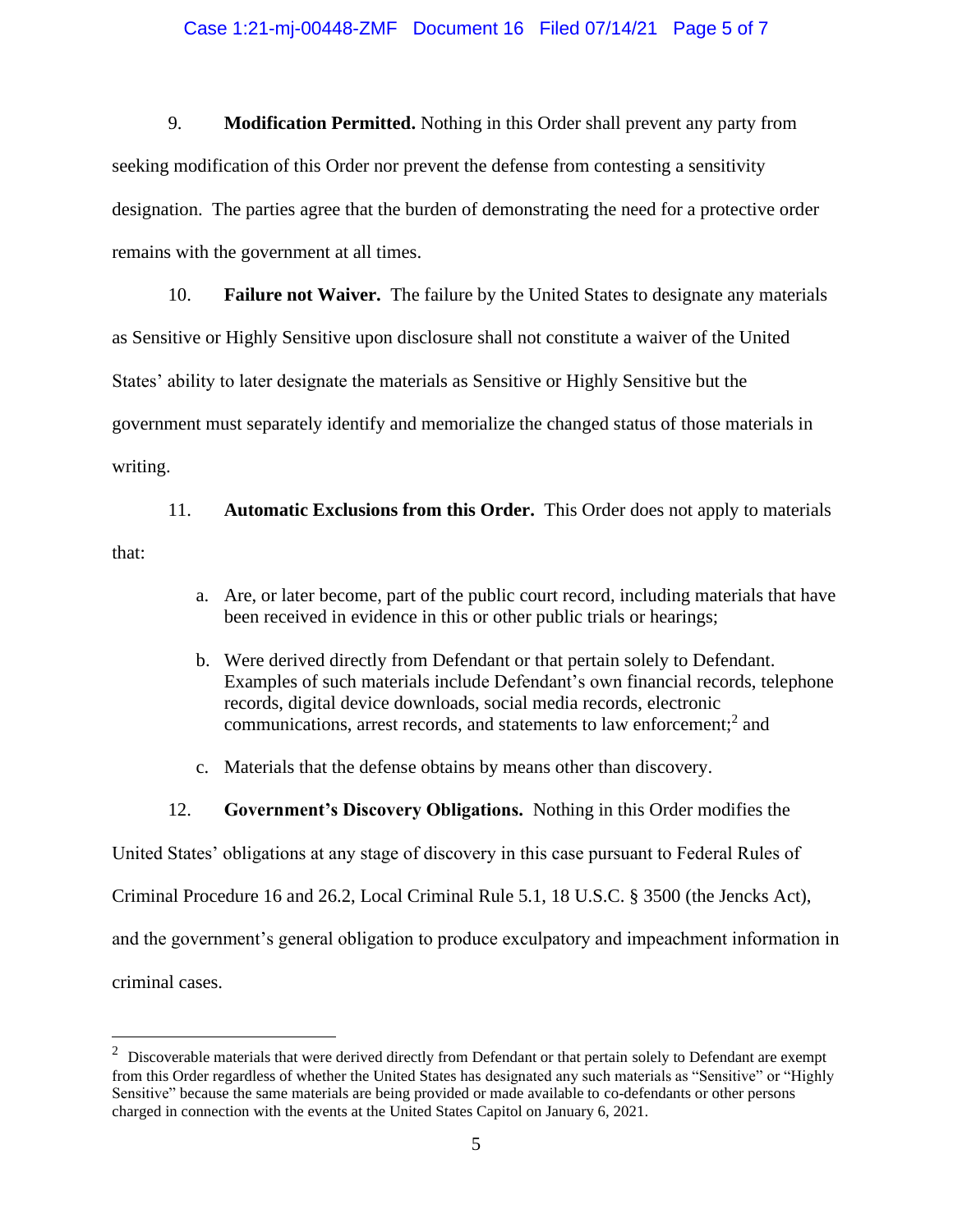9. **Modification Permitted.** Nothing in this Order shall prevent any party from seeking modification of this Order nor prevent the defense from contesting a sensitivity designation. The parties agree that the burden of demonstrating the need for a protective order remains with the government at all times.

10. **Failure not Waiver.** The failure by the United States to designate any materials as Sensitive or Highly Sensitive upon disclosure shall not constitute a waiver of the United States' ability to later designate the materials as Sensitive or Highly Sensitive but the government must separately identify and memorialize the changed status of those materials in writing.

11. **Automatic Exclusions from this Order.** This Order does not apply to materials that:

   a. Are, or later become, part of the public court record, including materials that have been received in evidence in this or other public trials or hearings;

   b. Were derived directly from Defendant or that pertain solely to Defendant. Examples of such materials include Defendant's own financial records, telephone records, digital device downloads, social media records, electronic communications, arrest records, and statements to law enforcement;[2] and

   c. Materials that the defense obtains by means other than discovery.

12. **Government's Discovery Obligations.** Nothing in this Order modifies the United States' obligations at any stage of discovery in this case pursuant to Federal Rules of Criminal Procedure 16 and 26.2, Local Criminal Rule 5.1, 18 U.S.C. § 3500 (the Jencks Act), and the government's general obligation to produce exculpatory and impeachment information in criminal cases.

---

[2] Discoverable materials that were derived directly from Defendant or that pertain solely to Defendant are exempt from this Order regardless of whether the United States has designated any such materials as "Sensitive" or "Highly Sensitive" because the same materials are being provided or made available to co-defendants or other persons charged in connection with the events at the United States Capitol on January 6, 2021.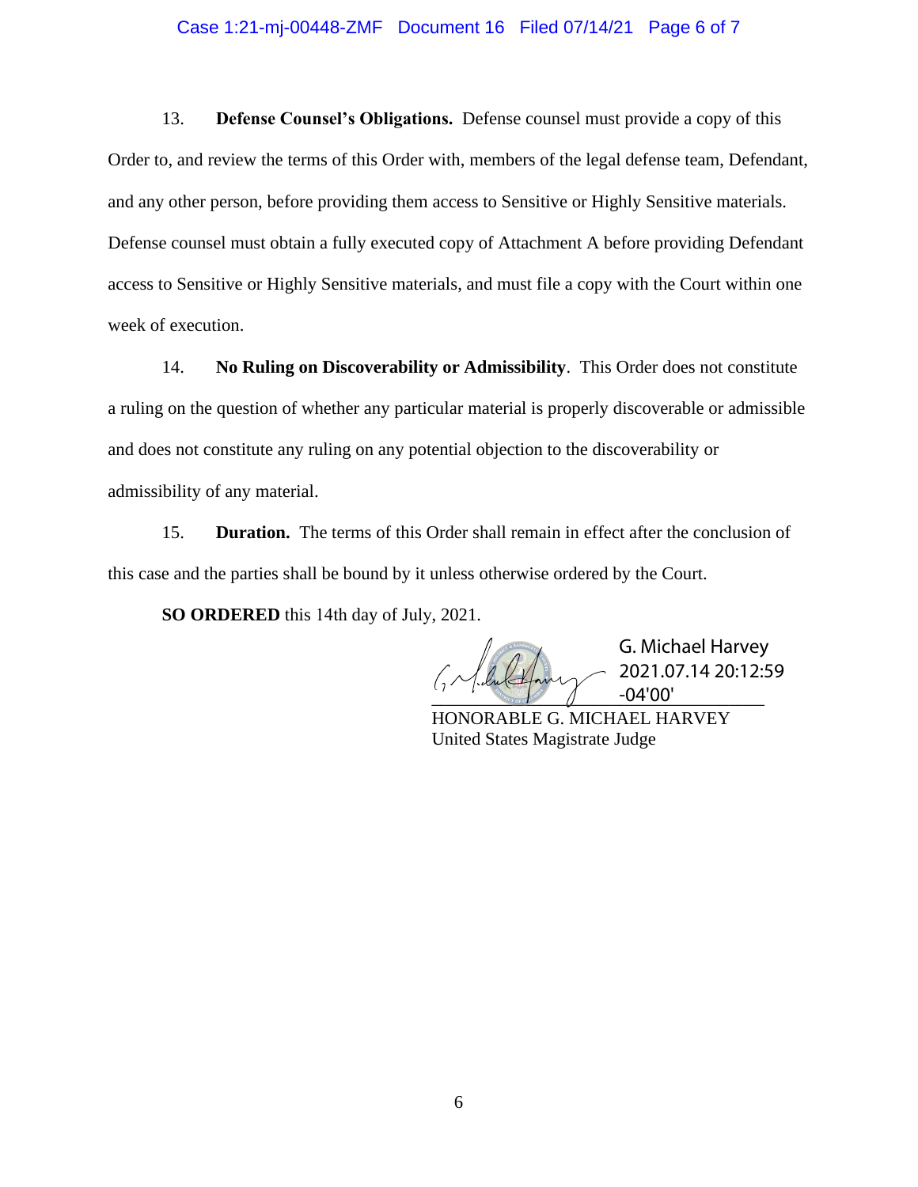13. **Defense Counsel's Obligations.** Defense counsel must provide a copy of this Order to, and review the terms of this Order with, members of the legal defense team, Defendant, and any other person, before providing them access to Sensitive or Highly Sensitive materials. Defense counsel must obtain a fully executed copy of Attachment A before providing Defendant access to Sensitive or Highly Sensitive materials, and must file a copy with the Court within one week of execution.

14. **No Ruling on Discoverability or Admissibility**. This Order does not constitute a ruling on the question of whether any particular material is properly discoverable or admissible and does not constitute any ruling on any potential objection to the discoverability or admissibility of any material.

15. **Duration.** The terms of this Order shall remain in effect after the conclusion of this case and the parties shall be bound by it unless otherwise ordered by the Court.

**SO ORDERED** this 14th day of July, 2021.

G. Michael Harvey
2021.07.14 20:12:59
-04'00'

HONORABLE G. MICHAEL HARVEY
United States Magistrate Judge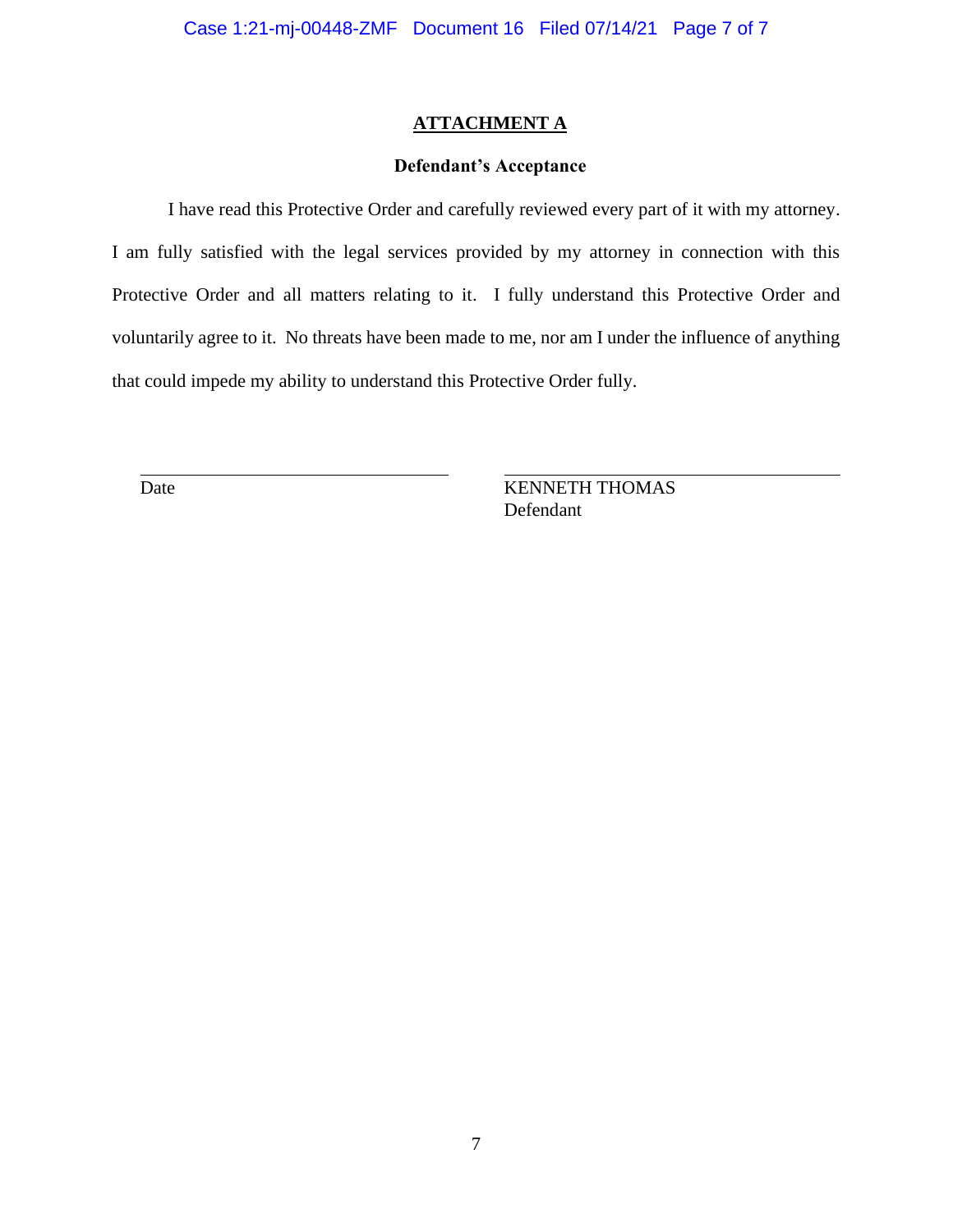## ATTACHMENT A

### Defendant's Acceptance

I have read this Protective Order and carefully reviewed every part of it with my attorney. I am fully satisfied with the legal services provided by my attorney in connection with this Protective Order and all matters relating to it. I fully understand this Protective Order and voluntarily agree to it. No threats have been made to me, nor am I under the influence of anything that could impede my ability to understand this Protective Order fully.

| | |
|---|---|
| \_\_\_\_\_\_\_\_\_\_\_\_\_\_\_\_\_\_\_\_\_\_\_\_\_\_\_\_ | \_\_\_\_\_\_\_\_\_\_\_\_\_\_\_\_\_\_\_\_\_\_\_\_\_\_\_\_ |
| Date | KENNETH THOMAS<br>Defendant |